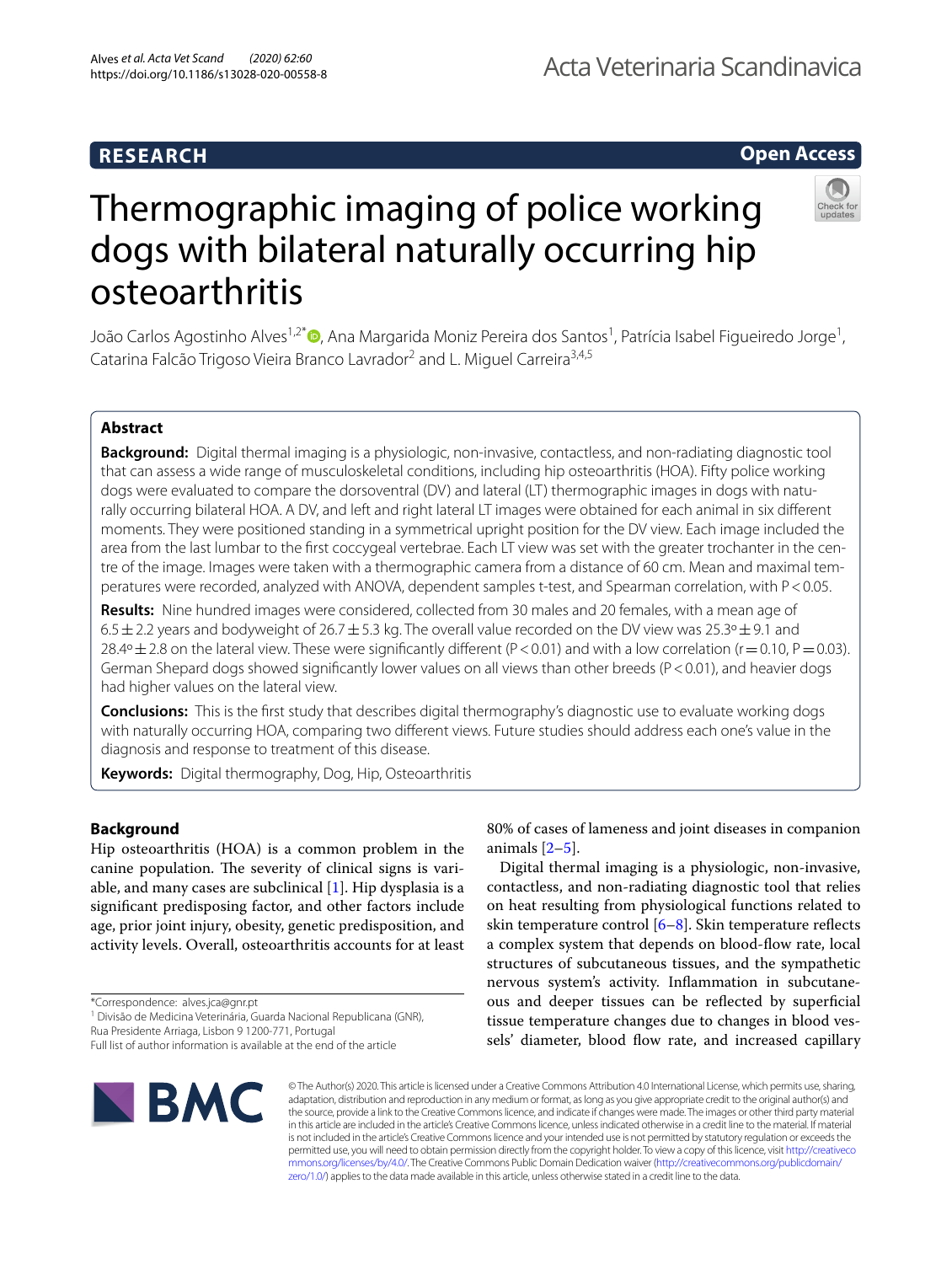RESEARCH

Open Access

# Thermographic imaging of police working dogs with bilateral naturally occurring hip osteoarthritis

João Carlos Agostinho Alves[1,2*], Ana Margarida Moniz Pereira dos Santos[1], Patrícia Isabel Figueiredo Jorge[1], Catarina Falcão Trigoso Vieira Branco Lavrador[2] and L. Miguel Carreira[3,4,5]

## Abstract

**Background:** Digital thermal imaging is a physiologic, non-invasive, contactless, and non-radiating diagnostic tool that can assess a wide range of musculoskeletal conditions, including hip osteoarthritis (HOA). Fifty police working dogs were evaluated to compare the dorsoventral (DV) and lateral (LT) thermographic images in dogs with naturally occurring bilateral HOA. A DV, and left and right lateral LT images were obtained for each animal in six different moments. They were positioned standing in a symmetrical upright position for the DV view. Each image included the area from the last lumbar to the first coccygeal vertebrae. Each LT view was set with the greater trochanter in the centre of the image. Images were taken with a thermographic camera from a distance of 60 cm. Mean and maximal temperatures were recorded, analyzed with ANOVA, dependent samples t-test, and Spearman correlation, with $P < 0.05$.

**Results:** Nine hundred images were considered, collected from 30 males and 20 females, with a mean age of $6.5 \pm 2.2$ years and bodyweight of $26.7 \pm 5.3$ kg. The overall value recorded on the DV view was $25.3^{\circ} \pm 9.1$ and $28.4^{\circ} \pm 2.8$ on the lateral view. These were significantly different ($P < 0.01$) and with a low correlation ($r = 0.10$, $P = 0.03$). German Shepard dogs showed significantly lower values on all views than other breeds ($P < 0.01$), and heavier dogs had higher values on the lateral view.

**Conclusions:** This is the first study that describes digital thermography's diagnostic use to evaluate working dogs with naturally occurring HOA, comparing two different views. Future studies should address each one's value in the diagnosis and response to treatment of this disease.

**Keywords:** Digital thermography, Dog, Hip, Osteoarthritis

## Background

Hip osteoarthritis (HOA) is a common problem in the canine population. The severity of clinical signs is variable, and many cases are subclinical [1]. Hip dysplasia is a significant predisposing factor, and other factors include age, prior joint injury, obesity, genetic predisposition, and activity levels. Overall, osteoarthritis accounts for at least 80% of cases of lameness and joint diseases in companion animals [2–5].

Digital thermal imaging is a physiologic, non-invasive, contactless, and non-radiating diagnostic tool that relies on heat resulting from physiological functions related to skin temperature control [6–8]. Skin temperature reflects a complex system that depends on blood-flow rate, local structures of subcutaneous tissues, and the sympathetic nervous system's activity. Inflammation in subcutaneous and deeper tissues can be reflected by superficial tissue temperature changes due to changes in blood vessels' diameter, blood flow rate, and increased capillary

*Correspondence: alves.jca@gnr.pt
[1] Divisão de Medicina Veterinária, Guarda Nacional Republicana (GNR), Rua Presidente Arriaga, Lisbon 9 1200-771, Portugal
Full list of author information is available at the end of the article

© The Author(s) 2020. This article is licensed under a Creative Commons Attribution 4.0 International License, which permits use, sharing, adaptation, distribution and reproduction in any medium or format, as long as you give appropriate credit to the original author(s) and the source, provide a link to the Creative Commons licence, and indicate if changes were made. The images or other third party material in this article are included in the article's Creative Commons licence, unless indicated otherwise in a credit line to the material. If material is not included in the article's Creative Commons licence and your intended use is not permitted by statutory regulation or exceeds the permitted use, you will need to obtain permission directly from the copyright holder. To view a copy of this licence, visit http://creativecommons.org/licenses/by/4.0/. The Creative Commons Public Domain Dedication waiver (http://creativecommons.org/publicdomain/zero/1.0/) applies to the data made available in this article, unless otherwise stated in a credit line to the data.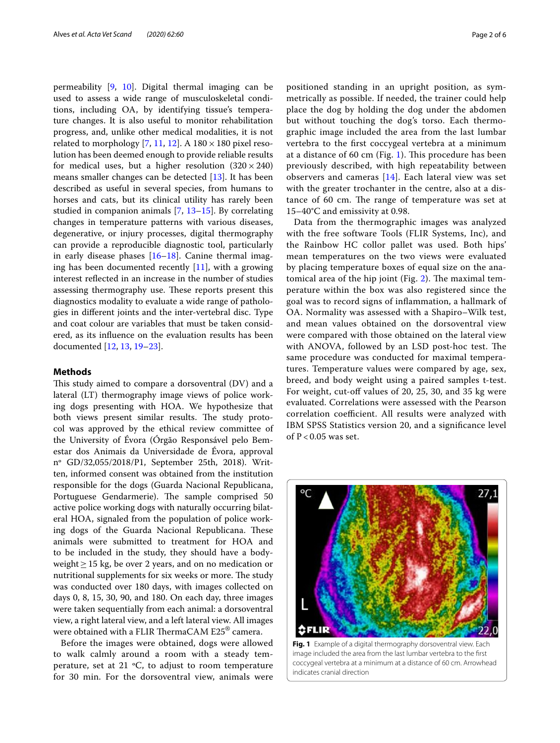permeability [9, 10]. Digital thermal imaging can be used to assess a wide range of musculoskeletal conditions, including OA, by identifying tissue's temperature changes. It is also useful to monitor rehabilitation progress, and, unlike other medical modalities, it is not related to morphology [7, 11, 12]. A 180 × 180 pixel resolution has been deemed enough to provide reliable results for medical uses, but a higher resolution (320 × 240) means smaller changes can be detected [13]. It has been described as useful in several species, from humans to horses and cats, but its clinical utility has rarely been studied in companion animals [7, 13–15]. By correlating changes in temperature patterns with various diseases, degenerative, or injury processes, digital thermography can provide a reproducible diagnostic tool, particularly in early disease phases [16–18]. Canine thermal imaging has been documented recently [11], with a growing interest reflected in an increase in the number of studies assessing thermography use. These reports present this diagnostics modality to evaluate a wide range of pathologies in different joints and the inter-vertebral disc. Type and coat colour are variables that must be taken considered, as its influence on the evaluation results has been documented [12, 13, 19–23].

## Methods

This study aimed to compare a dorsoventral (DV) and a lateral (LT) thermography image views of police working dogs presenting with HOA. We hypothesize that both views present similar results. The study protocol was approved by the ethical review committee of the University of Évora (Órgão Responsável pelo Bem-estar dos Animais da Universidade de Évora, approval nº GD/32,055/2018/P1, September 25th, 2018). Written, informed consent was obtained from the institution responsible for the dogs (Guarda Nacional Republicana, Portuguese Gendarmerie). The sample comprised 50 active police working dogs with naturally occurring bilateral HOA, signaled from the population of police working dogs of the Guarda Nacional Republicana. These animals were submitted to treatment for HOA and to be included in the study, they should have a bodyweight ≥ 15 kg, be over 2 years, and on no medication or nutritional supplements for six weeks or more. The study was conducted over 180 days, with images collected on days 0, 8, 15, 30, 90, and 180. On each day, three images were taken sequentially from each animal: a dorsoventral view, a right lateral view, and a left lateral view. All images were obtained with a FLIR ThermaCAM E25® camera.

Before the images were obtained, dogs were allowed to walk calmly around a room with a steady temperature, set at 21 °C, to adjust to room temperature for 30 min. For the dorsoventral view, animals were positioned standing in an upright position, as symmetrically as possible. If needed, the trainer could help place the dog by holding the dog under the abdomen but without touching the dog's torso. Each thermographic image included the area from the last lumbar vertebra to the first coccygeal vertebra at a minimum at a distance of 60 cm (Fig. 1). This procedure has been previously described, with high repeatability between observers and cameras [14]. Each lateral view was set with the greater trochanter in the centre, also at a distance of 60 cm. The range of temperature was set at 15–40°C and emissivity at 0.98.

Data from the thermographic images was analyzed with the free software Tools (FLIR Systems, Inc), and the Rainbow HC color pallet was used. Both hips' mean temperatures on the two views were evaluated by placing temperature boxes of equal size on the anatomical area of the hip joint (Fig. 2). The maximal temperature within the box was also registered since the goal was to record signs of inflammation, a hallmark of OA. Normality was assessed with a Shapiro–Wilk test, and mean values obtained on the dorsoventral view were compared with those obtained on the lateral view with ANOVA, followed by an LSD post-hoc test. The same procedure was conducted for maximal temperatures. Temperature values were compared by age, sex, breed, and body weight using a paired samples t-test. For weight, cut-off values of 20, 25, 30, and 35 kg were evaluated. Correlations were assessed with the Pearson correlation coefficient. All results were analyzed with IBM SPSS Statistics version 20, and a significance level of $P < 0.05$ was set.

**Fig. 1** Example of a digital thermography dorsoventral view. Each image included the area from the last lumbar vertebra to the first coccygeal vertebra at a minimum at a distance of 60 cm. Arrowhead indicates cranial direction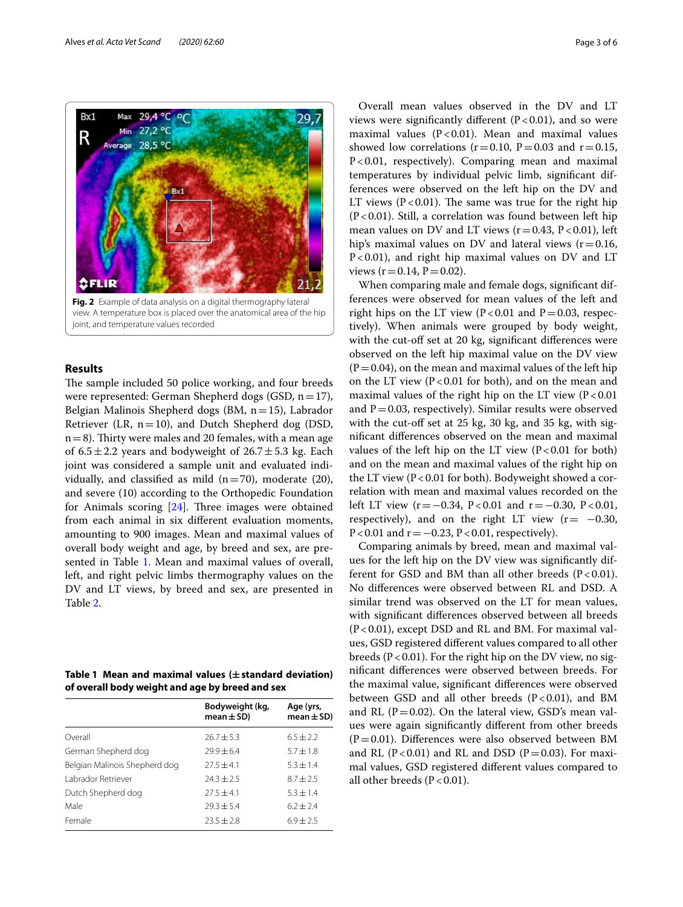Fig. 2 Example of data analysis on a digital thermography lateral view. A temperature box is placed over the anatomical area of the hip joint, and temperature values recorded

## Results

The sample included 50 police working, and four breeds were represented: German Shepherd dogs (GSD, n = 17), Belgian Malinois Shepherd dogs (BM, n = 15), Labrador Retriever (LR, n = 10), and Dutch Shepherd dog (DSD, n = 8). Thirty were males and 20 females, with a mean age of 6.5 ± 2.2 years and bodyweight of 26.7 ± 5.3 kg. Each joint was considered a sample unit and evaluated individually, and classified as mild (n = 70), moderate (20), and severe (10) according to the Orthopedic Foundation for Animals scoring [24]. Three images were obtained from each animal in six different evaluation moments, amounting to 900 images. Mean and maximal values of overall body weight and age, by breed and sex, are presented in Table 1. Mean and maximal values of overall, left, and right pelvic limbs thermography values on the DV and LT views, by breed and sex, are presented in Table 2.

**Table 1 Mean and maximal values (± standard deviation) of overall body weight and age by breed and sex**

| | Bodyweight (kg, mean ± SD) | Age (yrs, mean ± SD) |
|---|---|---|
| Overall | 26.7 ± 5.3 | 6.5 ± 2.2 |
| German Shepherd dog | 29.9 ± 6.4 | 5.7 ± 1.8 |
| Belgian Malinois Shepherd dog | 27.5 ± 4.1 | 5.3 ± 1.4 |
| Labrador Retriever | 24.3 ± 2.5 | 8.7 ± 2.5 |
| Dutch Shepherd dog | 27.5 ± 4.1 | 5.3 ± 1.4 |
| Male | 29.3 ± 5.4 | 6.2 ± 2.4 |
| Female | 23.5 ± 2.8 | 6.9 ± 2.5 |

Overall mean values observed in the DV and LT views were significantly different (P < 0.01), and so were maximal values (P < 0.01). Mean and maximal values showed low correlations (r = 0.10, P = 0.03 and r = 0.15, P < 0.01, respectively). Comparing mean and maximal temperatures by individual pelvic limb, significant differences were observed on the left hip on the DV and LT views (P < 0.01). The same was true for the right hip (P < 0.01). Still, a correlation was found between left hip mean values on DV and LT views (r = 0.43, P < 0.01), left hip's maximal values on DV and lateral views (r = 0.16, P < 0.01), and right hip maximal values on DV and LT views (r = 0.14, P = 0.02).

When comparing male and female dogs, significant differences were observed for mean values of the left and right hips on the LT view (P < 0.01 and P = 0.03, respectively). When animals were grouped by body weight, with the cut-off set at 20 kg, significant differences were observed on the left hip maximal value on the DV view (P = 0.04), on the mean and maximal values of the left hip on the LT view (P < 0.01 for both), and on the mean and maximal values of the right hip on the LT view (P < 0.01 and P = 0.03, respectively). Similar results were observed with the cut-off set at 25 kg, 30 kg, and 35 kg, with significant differences observed on the mean and maximal values of the left hip on the LT view (P < 0.01 for both) and on the mean and maximal values of the right hip on the LT view (P < 0.01 for both). Bodyweight showed a correlation with mean and maximal values recorded on the left LT view (r = −0.34, P < 0.01 and r = −0.30, P < 0.01, respectively), and on the right LT view (r = −0.30, P < 0.01 and r = −0.23, P < 0.01, respectively).

Comparing animals by breed, mean and maximal values for the left hip on the DV view was significantly different for GSD and BM than all other breeds (P < 0.01). No differences were observed between RL and DSD. A similar trend was observed on the LT for mean values, with significant differences observed between all breeds (P < 0.01), except DSD and RL and BM. For maximal values, GSD registered different values compared to all other breeds (P < 0.01). For the right hip on the DV view, no significant differences were observed between breeds. For the maximal value, significant differences were observed between GSD and all other breeds (P < 0.01), and BM and RL (P = 0.02). On the lateral view, GSD's mean values were again significantly different from other breeds (P = 0.01). Differences were also observed between BM and RL (P < 0.01) and RL and DSD (P = 0.03). For maximal values, GSD registered different values compared to all other breeds (P < 0.01).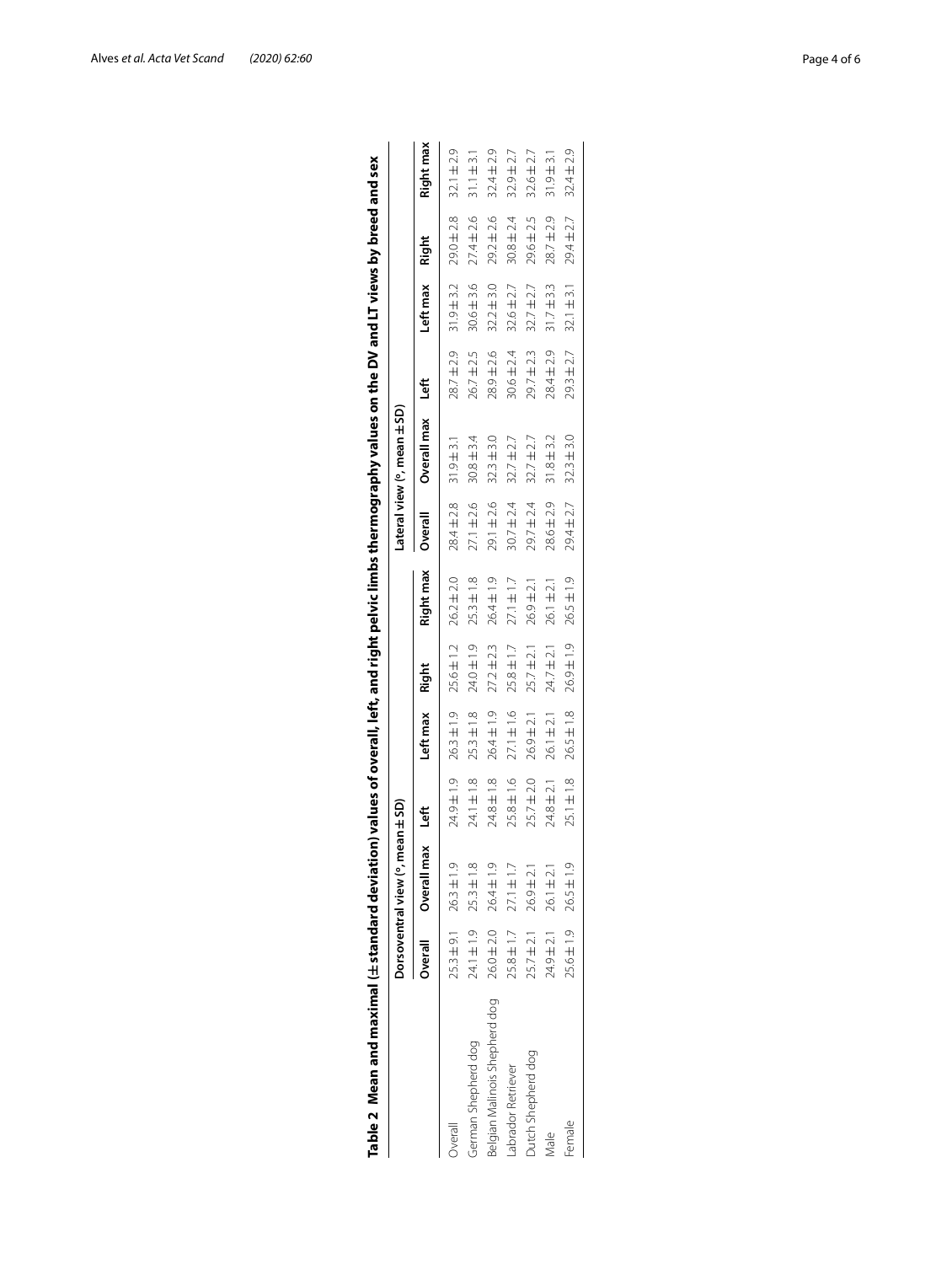**Table 2 Mean and maximal (±standard deviation) values of overall, left, and right pelvic limbs thermography values on the DV and LT views by breed and sex**

| | Dorsoventral view (°, mean ± SD) | | | | | | Lateral view (°, mean ± SD) | | | | | |
|---|---|---|---|---|---|---|---|---|---|---|---|---|
| | Overall | Overall max | Left | Left max | Right | Right max | Overall | Overall max | Left | Left max | Right | Right max |
| Overall | 25.3 ± 9.1 | 26.3 ± 1.9 | 24.9 ± 1.9 | 26.3 ± 1.9 | 25.6 ± 1.2 | 26.2 ± 2.0 | 28.4 ± 2.8 | 31.9 ± 3.1 | 28.7 ± 2.9 | 31.9 ± 3.2 | 29.0 ± 2.8 | 32.1 ± 2.9 |
| German Shepherd dog | 24.1 ± 1.9 | 25.3 ± 1.8 | 24.1 ± 1.8 | 25.3 ± 1.8 | 24.0 ± 1.9 | 25.3 ± 1.8 | 27.1 ± 2.6 | 30.8 ± 3.4 | 26.7 ± 2.5 | 30.6 ± 3.6 | 27.4 ± 2.6 | 31.1 ± 3.1 |
| Belgian Malinois Shepherd dog | 26.0 ± 2.0 | 26.4 ± 1.9 | 24.8 ± 1.8 | 26.4 ± 1.9 | 27.2 ± 2.3 | 26.4 ± 1.9 | 29.1 ± 2.6 | 32.3 ± 3.0 | 28.9 ± 2.6 | 32.2 ± 3.0 | 29.2 ± 2.6 | 32.4 ± 2.9 |
| Labrador Retriever | 25.8 ± 1.7 | 27.1 ± 1.7 | 25.8 ± 1.6 | 27.1 ± 1.6 | 25.8 ± 1.7 | 27.1 ± 1.7 | 30.7 ± 2.4 | 32.7 ± 2.7 | 30.6 ± 2.4 | 32.6 ± 2.7 | 30.8 ± 2.4 | 32.9 ± 2.7 |
| Dutch Shepherd dog | 25.7 ± 2.1 | 26.9 ± 2.1 | 25.7 ± 2.0 | 26.9 ± 2.1 | 25.7 ± 2.1 | 26.9 ± 2.1 | 29.7 ± 2.4 | 32.7 ± 2.7 | 29.7 ± 2.3 | 32.7 ± 2.7 | 29.6 ± 2.5 | 32.6 ± 2.7 |
| Male | 24.9 ± 2.1 | 26.1 ± 2.1 | 24.8 ± 2.1 | 26.1 ± 2.1 | 24.7 ± 2.1 | 26.1 ± 2.1 | 28.6 ± 2.9 | 31.8 ± 3.2 | 28.4 ± 2.9 | 31.7 ± 3.3 | 28.7 ± 2.9 | 31.9 ± 3.1 |
| Female | 25.6 ± 1.9 | 26.5 ± 1.9 | 25.1 ± 1.8 | 26.5 ± 1.8 | 26.9 ± 1.9 | 26.5 ± 1.9 | 29.4 ± 2.7 | 32.3 ± 3.0 | 29.3 ± 2.7 | 32.1 ± 3.1 | 29.4 ± 2.7 | 32.4 ± 2.9 |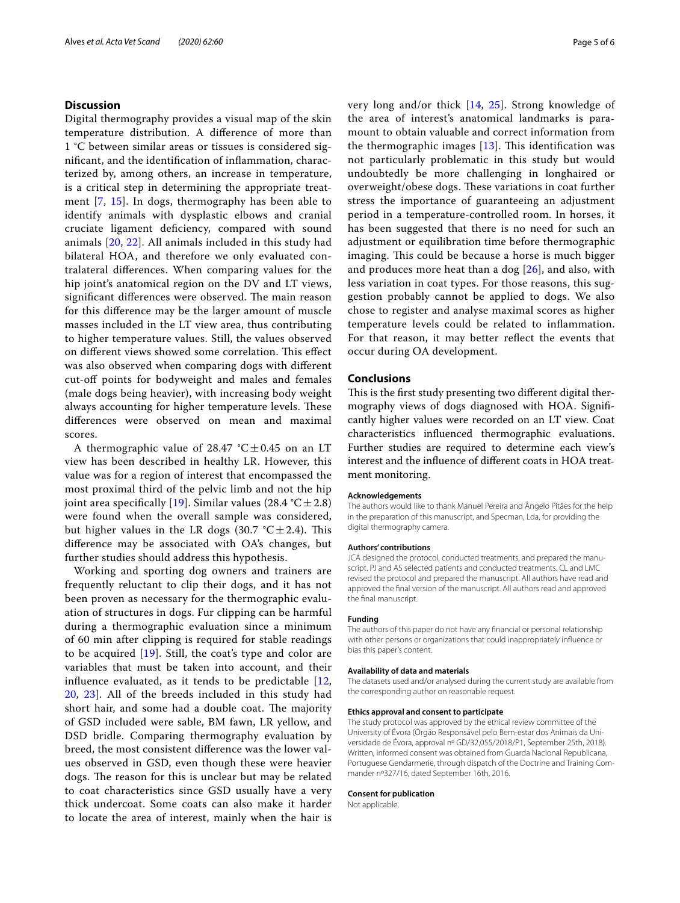## Discussion

Digital thermography provides a visual map of the skin temperature distribution. A difference of more than 1 °C between similar areas or tissues is considered significant, and the identification of inflammation, characterized by, among others, an increase in temperature, is a critical step in determining the appropriate treatment [7, 15]. In dogs, thermography has been able to identify animals with dysplastic elbows and cranial cruciate ligament deficiency, compared with sound animals [20, 22]. All animals included in this study had bilateral HOA, and therefore we only evaluated contralateral differences. When comparing values for the hip joint's anatomical region on the DV and LT views, significant differences were observed. The main reason for this difference may be the larger amount of muscle masses included in the LT view area, thus contributing to higher temperature values. Still, the values observed on different views showed some correlation. This effect was also observed when comparing dogs with different cut-off points for bodyweight and males and females (male dogs being heavier), with increasing body weight always accounting for higher temperature levels. These differences were observed on mean and maximal scores.

A thermographic value of 28.47 °C ± 0.45 on an LT view has been described in healthy LR. However, this value was for a region of interest that encompassed the most proximal third of the pelvic limb and not the hip joint area specifically [19]. Similar values (28.4 °C ± 2.8) were found when the overall sample was considered, but higher values in the LR dogs (30.7 °C ± 2.4). This difference may be associated with OA's changes, but further studies should address this hypothesis.

Working and sporting dog owners and trainers are frequently reluctant to clip their dogs, and it has not been proven as necessary for the thermographic evaluation of structures in dogs. Fur clipping can be harmful during a thermographic evaluation since a minimum of 60 min after clipping is required for stable readings to be acquired [19]. Still, the coat's type and color are variables that must be taken into account, and their influence evaluated, as it tends to be predictable [12, 20, 23]. All of the breeds included in this study had short hair, and some had a double coat. The majority of GSD included were sable, BM fawn, LR yellow, and DSD bridle. Comparing thermography evaluation by breed, the most consistent difference was the lower values observed in GSD, even though these were heavier dogs. The reason for this is unclear but may be related to coat characteristics since GSD usually have a very thick undercoat. Some coats can also make it harder to locate the area of interest, mainly when the hair is very long and/or thick [14, 25]. Strong knowledge of the area of interest's anatomical landmarks is paramount to obtain valuable and correct information from the thermographic images [13]. This identification was not particularly problematic in this study but would undoubtedly be more challenging in longhaired or overweight/obese dogs. These variations in coat further stress the importance of guaranteeing an adjustment period in a temperature-controlled room. In horses, it has been suggested that there is no need for such an adjustment or equilibration time before thermographic imaging. This could be because a horse is much bigger and produces more heat than a dog [26], and also, with less variation in coat types. For those reasons, this suggestion probably cannot be applied to dogs. We also chose to register and analyse maximal scores as higher temperature levels could be related to inflammation. For that reason, it may better reflect the events that occur during OA development.

## Conclusions

This is the first study presenting two different digital thermography views of dogs diagnosed with HOA. Significantly higher values were recorded on an LT view. Coat characteristics influenced thermographic evaluations. Further studies are required to determine each view's interest and the influence of different coats in HOA treatment monitoring.

#### Acknowledgements

The authors would like to thank Manuel Pereira and Ângelo Pitães for the help in the preparation of this manuscript, and Specman, Lda, for providing the digital thermography camera.

#### Authors' contributions

JCA designed the protocol, conducted treatments, and prepared the manuscript. PJ and AS selected patients and conducted treatments. CL and LMC revised the protocol and prepared the manuscript. All authors have read and approved the final version of the manuscript. All authors read and approved the final manuscript.

#### Funding

The authors of this paper do not have any financial or personal relationship with other persons or organizations that could inappropriately influence or bias this paper's content.

#### Availability of data and materials

The datasets used and/or analysed during the current study are available from the corresponding author on reasonable request.

#### Ethics approval and consent to participate

The study protocol was approved by the ethical review committee of the University of Évora (Órgão Responsável pelo Bem-estar dos Animais da Universidade de Évora, approval nº GD/32,055/2018/P1, September 25th, 2018). Written, informed consent was obtained from Guarda Nacional Republicana, Portuguese Gendarmerie, through dispatch of the Doctrine and Training Commander nº327/16, dated September 16th, 2016.

#### Consent for publication

Not applicable.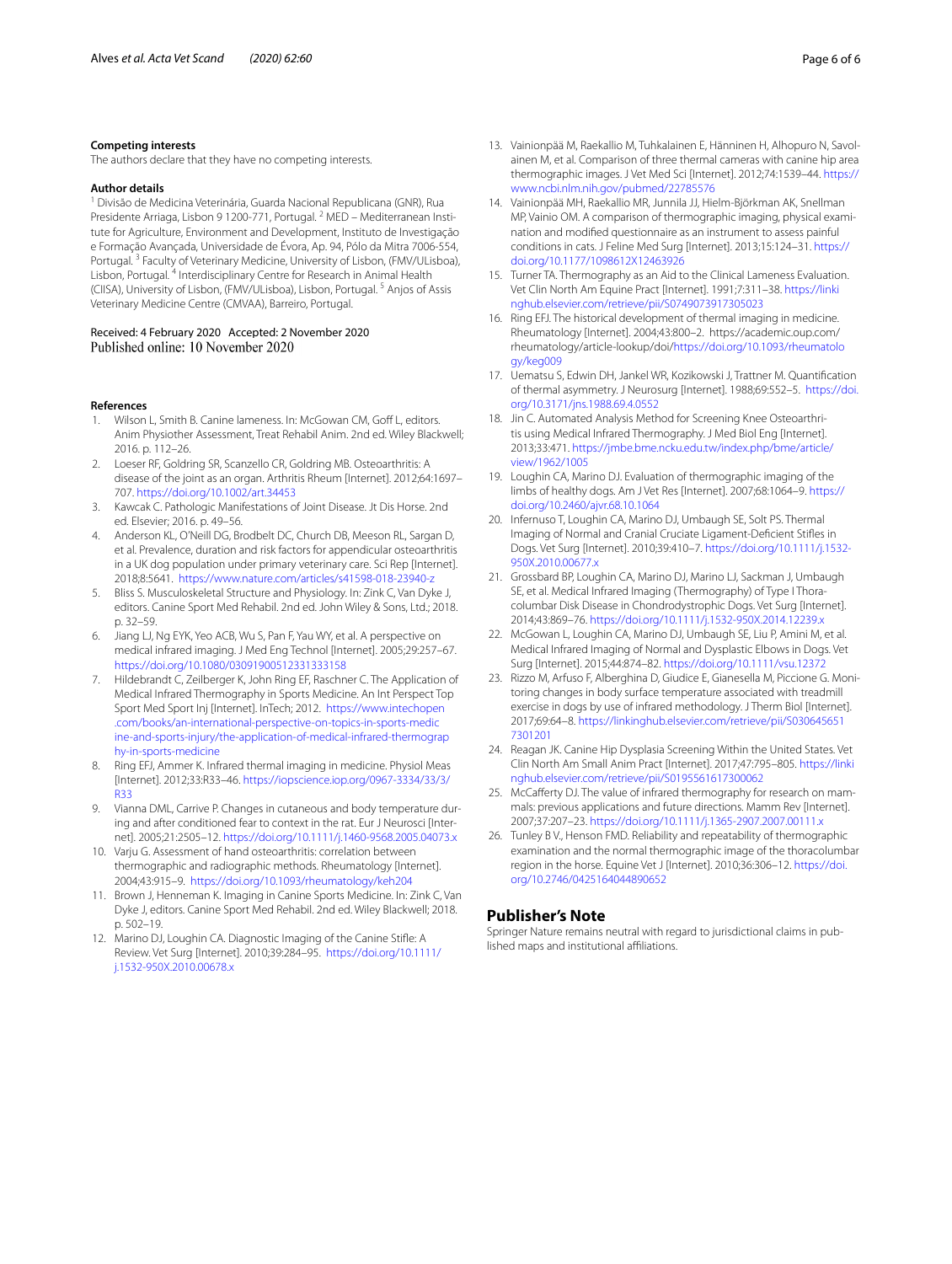### Competing interests

The authors declare that they have no competing interests.

### Author details

[1] Divisão de Medicina Veterinária, Guarda Nacional Republicana (GNR), Rua Presidente Arriaga, Lisbon 9 1200-771, Portugal. [2] MED – Mediterranean Institute for Agriculture, Environment and Development, Instituto de Investigação e Formação Avançada, Universidade de Évora, Ap. 94, Pólo da Mitra 7006-554, Portugal. [3] Faculty of Veterinary Medicine, University of Lisbon, (FMV/ULisboa), Lisbon, Portugal. [4] Interdisciplinary Centre for Research in Animal Health (CIISA), University of Lisbon, (FMV/ULisboa), Lisbon, Portugal. [5] Anjos of Assis Veterinary Medicine Centre (CMVAA), Barreiro, Portugal.

Received: 4 February 2020 Accepted: 2 November 2020
Published online: 10 November 2020

### References

1. Wilson L, Smith B. Canine lameness. In: McGowan CM, Goff L, editors. Anim Physiother Assessment, Treat Rehabil Anim. 2nd ed. Wiley Blackwell; 2016. p. 112–26.
2. Loeser RF, Goldring SR, Scanzello CR, Goldring MB. Osteoarthritis: A disease of the joint as an organ. Arthritis Rheum [Internet]. 2012;64:1697–707. https://doi.org/10.1002/art.34453
3. Kawcak C. Pathologic Manifestations of Joint Disease. Jt Dis Horse. 2nd ed. Elsevier; 2016. p. 49–56.
4. Anderson KL, O'Neill DG, Brodbelt DC, Church DB, Meeson RL, Sargan D, et al. Prevalence, duration and risk factors for appendicular osteoarthritis in a UK dog population under primary veterinary care. Sci Rep [Internet]. 2018;8:5641. https://www.nature.com/articles/s41598-018-23940-z
5. Bliss S. Musculoskeletal Structure and Physiology. In: Zink C, Van Dyke J, editors. Canine Sport Med Rehabil. 2nd ed. John Wiley & Sons, Ltd.; 2018. p. 32–59.
6. Jiang LJ, Ng EYK, Yeo ACB, Wu S, Pan F, Yau WY, et al. A perspective on medical infrared imaging. J Med Eng Technol [Internet]. 2005;29:257–67. https://doi.org/10.1080/03091900512331333158
7. Hildebrandt C, Zeilberger K, John Ring EF, Raschner C. The Application of Medical Infrared Thermography in Sports Medicine. An Int Perspect Top Sport Med Sport Inj [Internet]. InTech; 2012. https://www.intechopen.com/books/an-international-perspective-on-topics-in-sports-medicine-and-sports-injury/the-application-of-medical-infrared-thermography-in-sports-medicine
8. Ring EFJ, Ammer K. Infrared thermal imaging in medicine. Physiol Meas [Internet]. 2012;33:R33–46. https://iopscience.iop.org/0967-3334/33/3/R33
9. Vianna DML, Carrive P. Changes in cutaneous and body temperature during and after conditioned fear to context in the rat. Eur J Neurosci [Internet]. 2005;21:2505–12. https://doi.org/10.1111/j.1460-9568.2005.04073.x
10. Varju G. Assessment of hand osteoarthritis: correlation between thermographic and radiographic methods. Rheumatology [Internet]. 2004;43:915–9. https://doi.org/10.1093/rheumatology/keh204
11. Brown J, Henneman K. Imaging in Canine Sports Medicine. In: Zink C, Van Dyke J, editors. Canine Sport Med Rehabil. 2nd ed. Wiley Blackwell; 2018. p. 502–19.
12. Marino DJ, Loughin CA. Diagnostic Imaging of the Canine Stifle: A Review. Vet Surg [Internet]. 2010;39:284–95. https://doi.org/10.1111/j.1532-950X.2010.00678.x
13. Vainionpää M, Raekallio M, Tuhkalainen E, Hänninen H, Alhopuro N, Savolainen M, et al. Comparison of three thermal cameras with canine hip area thermographic images. J Vet Med Sci [Internet]. 2012;74:1539–44. https://www.ncbi.nlm.nih.gov/pubmed/22785576
14. Vainionpää MH, Raekallio MR, Junnila JJ, Hielm-Björkman AK, Snellman MP, Vainio OM. A comparison of thermographic imaging, physical examination and modified questionnaire as an instrument to assess painful conditions in cats. J Feline Med Surg [Internet]. 2013;15:124–31. https://doi.org/10.1177/1098612X12463926
15. Turner TA. Thermography as an Aid to the Clinical Lameness Evaluation. Vet Clin North Am Equine Pract [Internet]. 1991;7:311–38. https://linkinghub.elsevier.com/retrieve/pii/S0749073917305023
16. Ring EFJ. The historical development of thermal imaging in medicine. Rheumatology [Internet]. 2004;43:800–2. https://academic.oup.com/rheumatology/article-lookup/doi/https://doi.org/10.1093/rheumatology/keg009
17. Uematsu S, Edwin DH, Jankel WR, Kozikowski J, Trattner M. Quantification of thermal asymmetry. J Neurosurg [Internet]. 1988;69:552–5. https://doi.org/10.3171/jns.1988.69.4.0552
18. Jin C. Automated Analysis Method for Screening Knee Osteoarthritis using Medical Infrared Thermography. J Med Biol Eng [Internet]. 2013;33:471. https://jmbe.bme.ncku.edu.tw/index.php/bme/article/view/1962/1005
19. Loughin CA, Marino DJ. Evaluation of thermographic imaging of the limbs of healthy dogs. Am J Vet Res [Internet]. 2007;68:1064–9. https://doi.org/10.2460/ajvr.68.10.1064
20. Infernuso T, Loughin CA, Marino DJ, Umbaugh SE, Solt PS. Thermal Imaging of Normal and Cranial Cruciate Ligament-Deficient Stifles in Dogs. Vet Surg [Internet]. 2010;39:410–7. https://doi.org/10.1111/j.1532-950X.2010.00677.x
21. Grossbard BP, Loughin CA, Marino DJ, Marino LJ, Sackman J, Umbaugh SE, et al. Medical Infrared Imaging (Thermography) of Type I Thoracolumbar Disk Disease in Chondrodystrophic Dogs. Vet Surg [Internet]. 2014;43:869–76. https://doi.org/10.1111/j.1532-950X.2014.12239.x
22. McGowan L, Loughin CA, Marino DJ, Umbaugh SE, Liu P, Amini M, et al. Medical Infrared Imaging of Normal and Dysplastic Elbows in Dogs. Vet Surg [Internet]. 2015;44:874–82. https://doi.org/10.1111/vsu.12372
23. Rizzo M, Arfuso F, Alberghina D, Giudice E, Gianesella M, Piccione G. Monitoring changes in body surface temperature associated with treadmill exercise in dogs by use of infrared methodology. J Therm Biol [Internet]. 2017;69:64–8. https://linkinghub.elsevier.com/retrieve/pii/S0306456517301201
24. Reagan JK. Canine Hip Dysplasia Screening Within the United States. Vet Clin North Am Small Anim Pract [Internet]. 2017;47:795–805. https://linkinghub.elsevier.com/retrieve/pii/S0195561617300062
25. McCafferty DJ. The value of infrared thermography for research on mammals: previous applications and future directions. Mamm Rev [Internet]. 2007;37:207–23. https://doi.org/10.1111/j.1365-2907.2007.00111.x
26. Tunley B V., Henson FMD. Reliability and repeatability of thermographic examination and the normal thermographic image of the thoracolumbar region in the horse. Equine Vet J [Internet]. 2010;36:306–12. https://doi.org/10.2746/0425164044890652

## Publisher's Note

Springer Nature remains neutral with regard to jurisdictional claims in published maps and institutional affiliations.